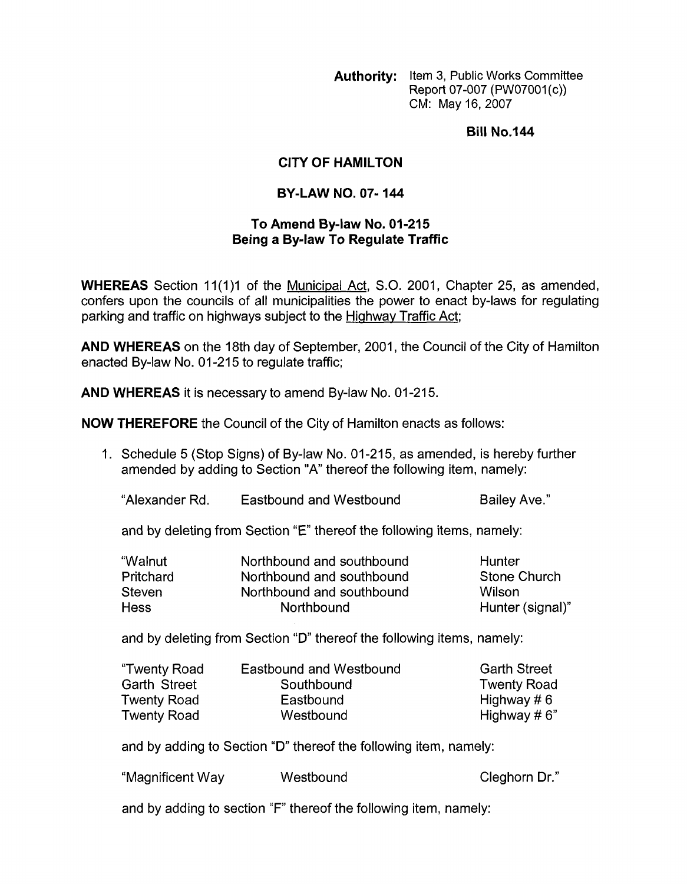**Authority:** Item 3, Public Works Committee
Report 07-007 (PW07001(c))
CM: May 16, 2007

**Bill No.144**

## CITY OF HAMILTON

## BY-LAW NO. 07- 144

### To Amend By-law No. 01-215
### Being a By-law To Regulate Traffic

**WHEREAS** Section 11(1)1 of the Municipal Act, S.O. 2001, Chapter 25, as amended, confers upon the councils of all municipalities the power to enact by-laws for regulating parking and traffic on highways subject to the Highway Traffic Act;

**AND WHEREAS** on the 18th day of September, 2001, the Council of the City of Hamilton enacted By-law No. 01-215 to regulate traffic;

**AND WHEREAS** it is necessary to amend By-law No. 01-215.

**NOW THEREFORE** the Council of the City of Hamilton enacts as follows:

1. Schedule 5 (Stop Signs) of By-law No. 01-215, as amended, is hereby further amended by adding to Section "A" thereof the following item, namely:

   | | | |
   |---|---|---|
   | "Alexander Rd. | Eastbound and Westbound | Bailey Ave." |

   and by deleting from Section "E" thereof the following items, namely:

   | | | |
   |---|---|---|
   | "Walnut | Northbound and southbound | Hunter |
   | Pritchard | Northbound and southbound | Stone Church |
   | Steven | Northbound and southbound | Wilson |
   | Hess | Northbound | Hunter (signal)" |

   and by deleting from Section "D" thereof the following items, namely:

   | | | |
   |---|---|---|
   | "Twenty Road | Eastbound and Westbound | Garth Street |
   | Garth Street | Southbound | Twenty Road |
   | Twenty Road | Eastbound | Highway # 6 |
   | Twenty Road | Westbound | Highway # 6" |

   and by adding to Section "D" thereof the following item, namely:

   | | | |
   |---|---|---|
   | "Magnificent Way | Westbound | Cleghorn Dr." |

   and by adding to section "F" thereof the following item, namely: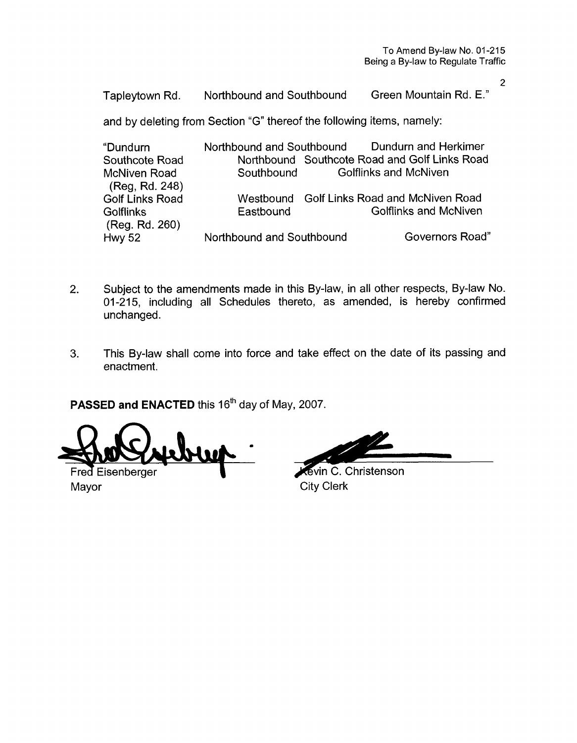| | | |
|---|---|---|
| Tapleytown Rd. | Northbound and Southbound | Green Mountain Rd. E." |

and by deleting from Section "G" thereof the following items, namely:

| | | |
|---|---|---|
| "Dundurn | Northbound and Southbound | Dundurn and Herkimer |
| Southcote Road | Northbound | Southcote Road and Golf Links Road |
| McNiven Road (Reg, Rd. 248) | Southbound | Golflinks and McNiven |
| Golf Links Road | Westbound | Golf Links Road and McNiven Road |
| Golflinks (Reg. Rd. 260) | Eastbound | Golflinks and McNiven |
| Hwy 52 | Northbound and Southbound | Governors Road" |

2. Subject to the amendments made in this By-law, in all other respects, By-law No. 01-215, including all Schedules thereto, as amended, is hereby confirmed unchanged.

3. This By-law shall come into force and take effect on the date of its passing and enactment.

**PASSED and ENACTED** this 16th day of May, 2007.

Fred Eisenberger
Mayor

Kevin C. Christenson
City Clerk